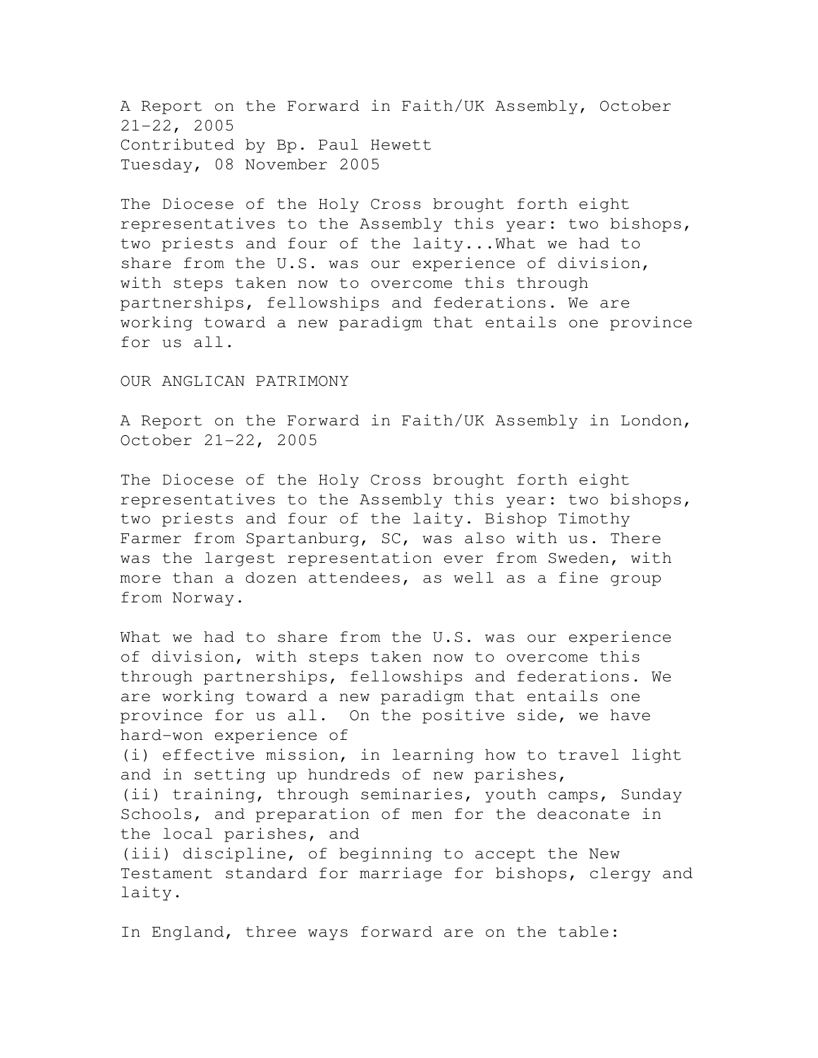A Report on the Forward in Faith/UK Assembly, October 21-22, 2005
Contributed by Bp. Paul Hewett
Tuesday, 08 November 2005

The Diocese of the Holy Cross brought forth eight representatives to the Assembly this year: two bishops, two priests and four of the laity...What we had to share from the U.S. was our experience of division, with steps taken now to overcome this through partnerships, fellowships and federations. We are working toward a new paradigm that entails one province for us all.

## OUR ANGLICAN PATRIMONY

A Report on the Forward in Faith/UK Assembly in London, October 21-22, 2005

The Diocese of the Holy Cross brought forth eight representatives to the Assembly this year: two bishops, two priests and four of the laity. Bishop Timothy Farmer from Spartanburg, SC, was also with us. There was the largest representation ever from Sweden, with more than a dozen attendees, as well as a fine group from Norway.

What we had to share from the U.S. was our experience of division, with steps taken now to overcome this through partnerships, fellowships and federations. We are working toward a new paradigm that entails one province for us all. On the positive side, we have hard-won experience of

(i) effective mission, in learning how to travel light and in setting up hundreds of new parishes,
(ii) training, through seminaries, youth camps, Sunday Schools, and preparation of men for the deaconate in the local parishes, and
(iii) discipline, of beginning to accept the New Testament standard for marriage for bishops, clergy and laity.

In England, three ways forward are on the table: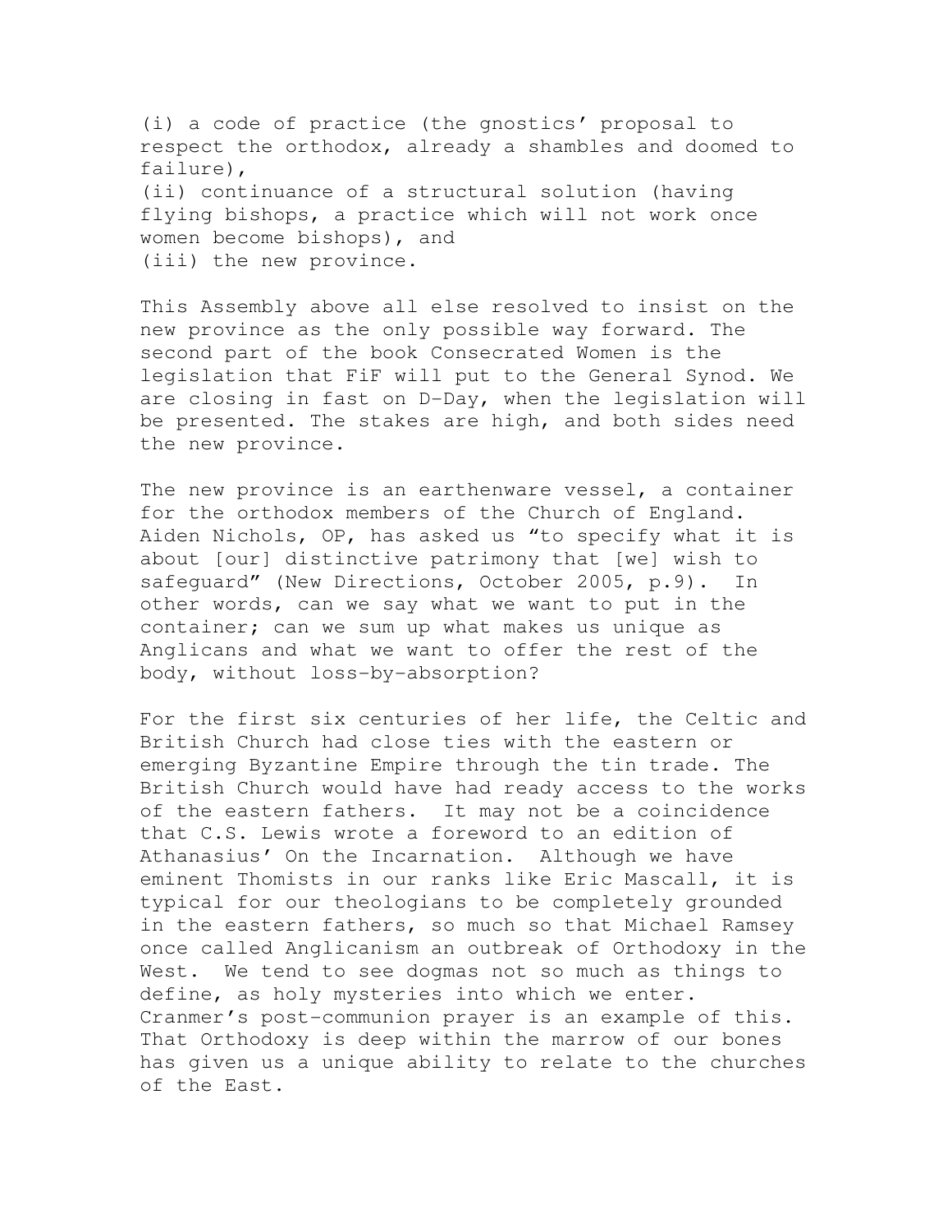(i) a code of practice (the gnostics' proposal to respect the orthodox, already a shambles and doomed to failure),
(ii) continuance of a structural solution (having flying bishops, a practice which will not work once women become bishops), and
(iii) the new province.

This Assembly above all else resolved to insist on the new province as the only possible way forward. The second part of the book Consecrated Women is the legislation that FiF will put to the General Synod. We are closing in fast on D-Day, when the legislation will be presented. The stakes are high, and both sides need the new province.

The new province is an earthenware vessel, a container for the orthodox members of the Church of England. Aiden Nichols, OP, has asked us "to specify what it is about [our] distinctive patrimony that [we] wish to safeguard" (New Directions, October 2005, p.9). In other words, can we say what we want to put in the container; can we sum up what makes us unique as Anglicans and what we want to offer the rest of the body, without loss-by-absorption?

For the first six centuries of her life, the Celtic and British Church had close ties with the eastern or emerging Byzantine Empire through the tin trade. The British Church would have had ready access to the works of the eastern fathers. It may not be a coincidence that C.S. Lewis wrote a foreword to an edition of Athanasius' On the Incarnation. Although we have eminent Thomists in our ranks like Eric Mascall, it is typical for our theologians to be completely grounded in the eastern fathers, so much so that Michael Ramsey once called Anglicanism an outbreak of Orthodoxy in the West. We tend to see dogmas not so much as things to define, as holy mysteries into which we enter. Cranmer's post-communion prayer is an example of this. That Orthodoxy is deep within the marrow of our bones has given us a unique ability to relate to the churches of the East.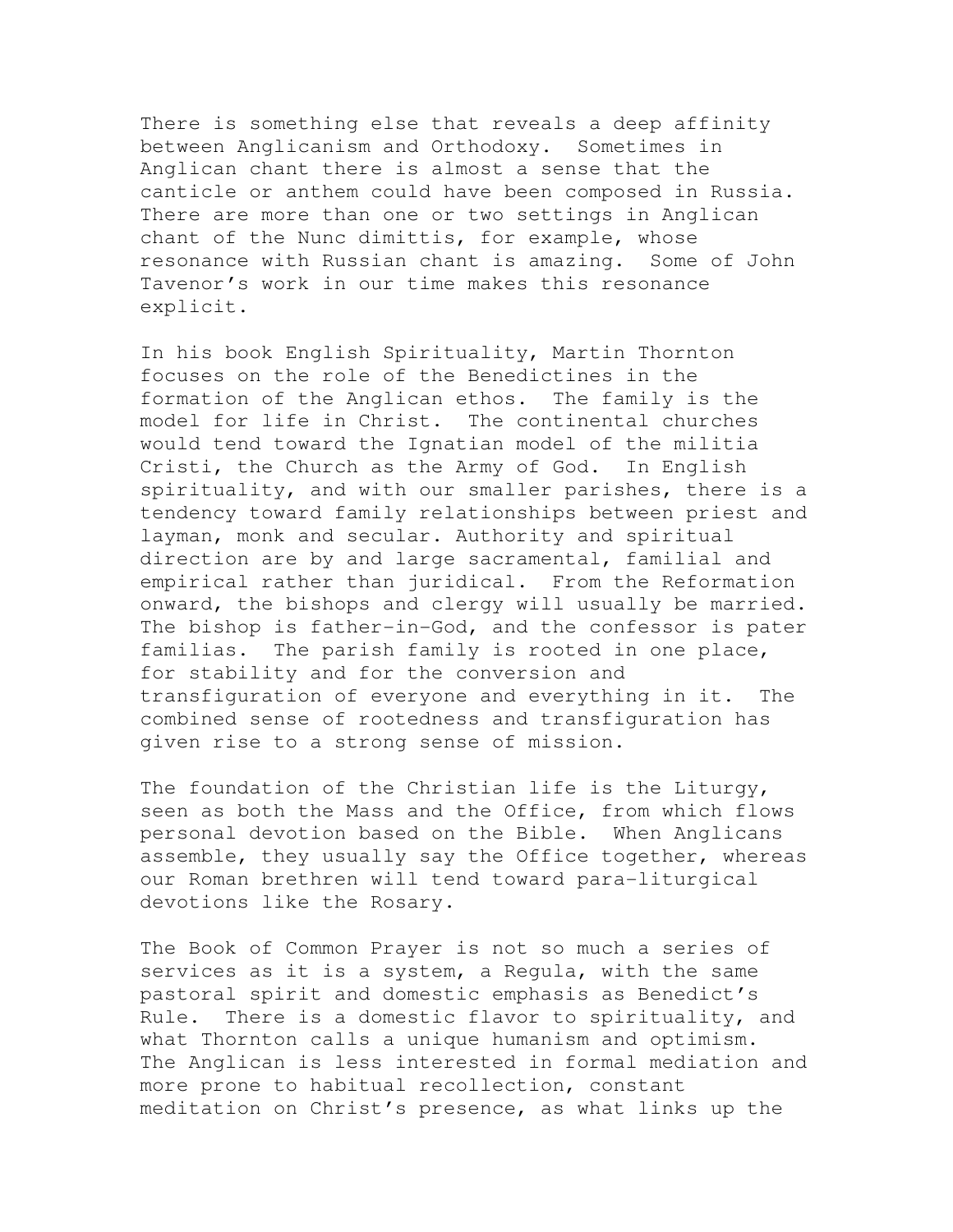There is something else that reveals a deep affinity between Anglicanism and Orthodoxy. Sometimes in Anglican chant there is almost a sense that the canticle or anthem could have been composed in Russia. There are more than one or two settings in Anglican chant of the Nunc dimittis, for example, whose resonance with Russian chant is amazing. Some of John Tavenor's work in our time makes this resonance explicit.

In his book English Spirituality, Martin Thornton focuses on the role of the Benedictines in the formation of the Anglican ethos. The family is the model for life in Christ. The continental churches would tend toward the Ignatian model of the militia Cristi, the Church as the Army of God. In English spirituality, and with our smaller parishes, there is a tendency toward family relationships between priest and layman, monk and secular. Authority and spiritual direction are by and large sacramental, familial and empirical rather than juridical. From the Reformation onward, the bishops and clergy will usually be married. The bishop is father-in-God, and the confessor is pater familias. The parish family is rooted in one place, for stability and for the conversion and transfiguration of everyone and everything in it. The combined sense of rootedness and transfiguration has given rise to a strong sense of mission.

The foundation of the Christian life is the Liturgy, seen as both the Mass and the Office, from which flows personal devotion based on the Bible. When Anglicans assemble, they usually say the Office together, whereas our Roman brethren will tend toward para-liturgical devotions like the Rosary.

The Book of Common Prayer is not so much a series of services as it is a system, a Regula, with the same pastoral spirit and domestic emphasis as Benedict's Rule. There is a domestic flavor to spirituality, and what Thornton calls a unique humanism and optimism. The Anglican is less interested in formal mediation and more prone to habitual recollection, constant meditation on Christ's presence, as what links up the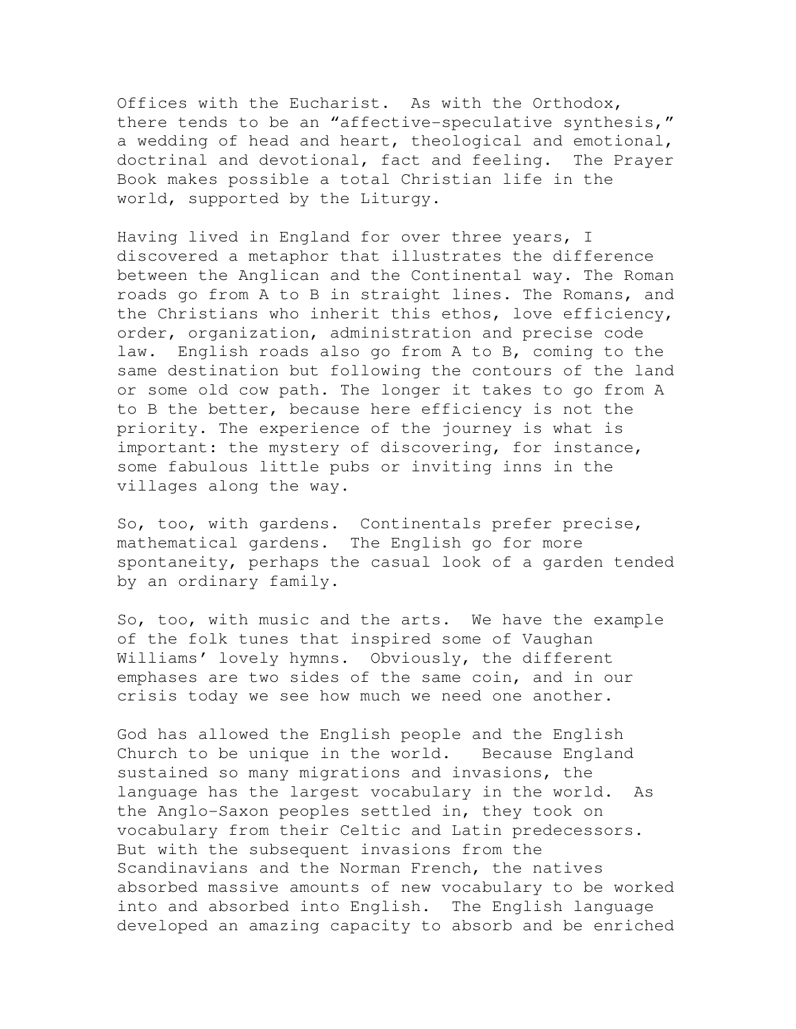Offices with the Eucharist. As with the Orthodox, there tends to be an "affective-speculative synthesis," a wedding of head and heart, theological and emotional, doctrinal and devotional, fact and feeling. The Prayer Book makes possible a total Christian life in the world, supported by the Liturgy.

Having lived in England for over three years, I discovered a metaphor that illustrates the difference between the Anglican and the Continental way. The Roman roads go from A to B in straight lines. The Romans, and the Christians who inherit this ethos, love efficiency, order, organization, administration and precise code law. English roads also go from A to B, coming to the same destination but following the contours of the land or some old cow path. The longer it takes to go from A to B the better, because here efficiency is not the priority. The experience of the journey is what is important: the mystery of discovering, for instance, some fabulous little pubs or inviting inns in the villages along the way.

So, too, with gardens. Continentals prefer precise, mathematical gardens. The English go for more spontaneity, perhaps the casual look of a garden tended by an ordinary family.

So, too, with music and the arts. We have the example of the folk tunes that inspired some of Vaughan Williams' lovely hymns. Obviously, the different emphases are two sides of the same coin, and in our crisis today we see how much we need one another.

God has allowed the English people and the English Church to be unique in the world. Because England sustained so many migrations and invasions, the language has the largest vocabulary in the world. As the Anglo-Saxon peoples settled in, they took on vocabulary from their Celtic and Latin predecessors. But with the subsequent invasions from the Scandinavians and the Norman French, the natives absorbed massive amounts of new vocabulary to be worked into and absorbed into English. The English language developed an amazing capacity to absorb and be enriched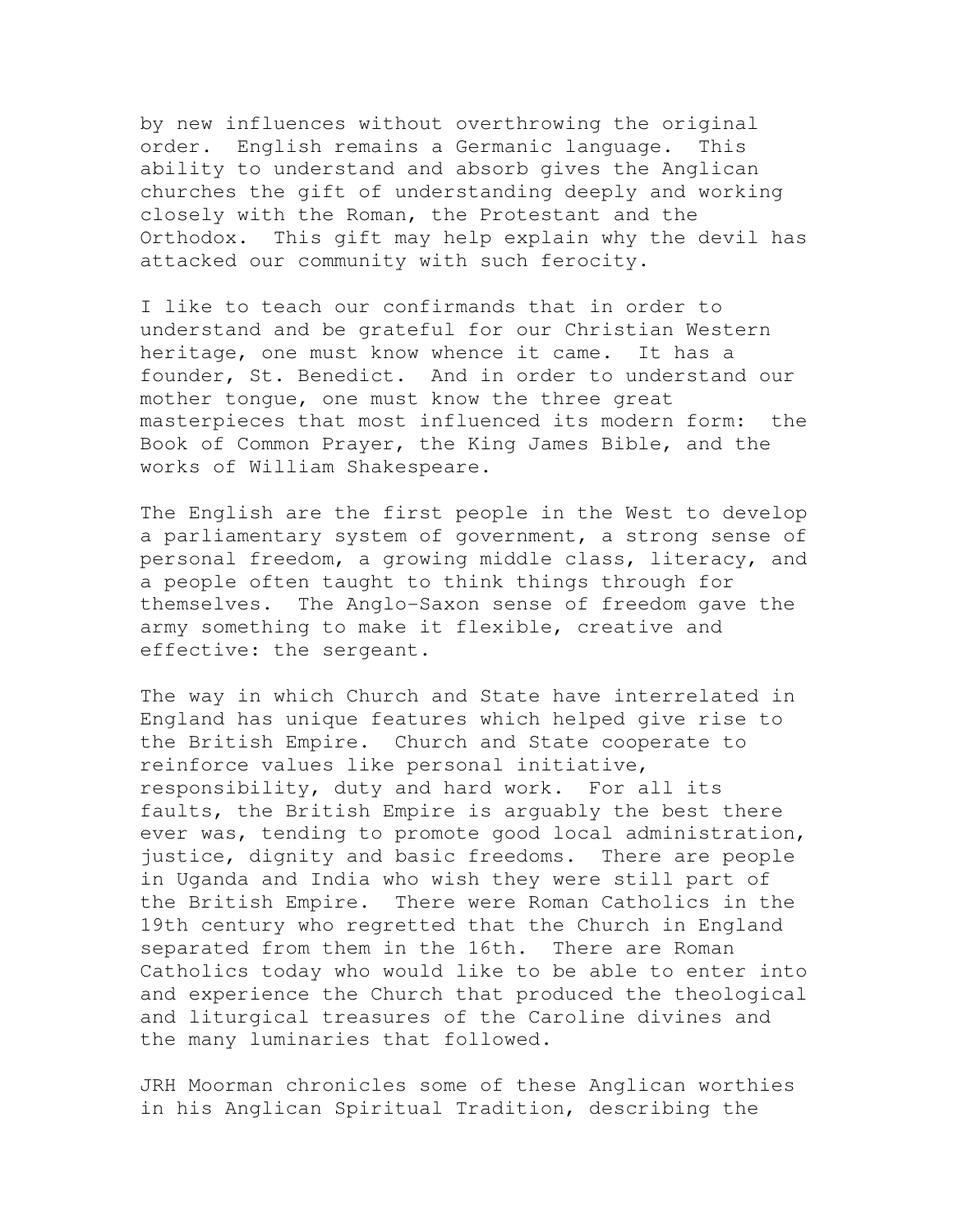by new influences without overthrowing the original order. English remains a Germanic language. This ability to understand and absorb gives the Anglican churches the gift of understanding deeply and working closely with the Roman, the Protestant and the Orthodox. This gift may help explain why the devil has attacked our community with such ferocity.

I like to teach our confirmands that in order to understand and be grateful for our Christian Western heritage, one must know whence it came. It has a founder, St. Benedict. And in order to understand our mother tongue, one must know the three great masterpieces that most influenced its modern form: the Book of Common Prayer, the King James Bible, and the works of William Shakespeare.

The English are the first people in the West to develop a parliamentary system of government, a strong sense of personal freedom, a growing middle class, literacy, and a people often taught to think things through for themselves. The Anglo-Saxon sense of freedom gave the army something to make it flexible, creative and effective: the sergeant.

The way in which Church and State have interrelated in England has unique features which helped give rise to the British Empire. Church and State cooperate to reinforce values like personal initiative, responsibility, duty and hard work. For all its faults, the British Empire is arguably the best there ever was, tending to promote good local administration, justice, dignity and basic freedoms. There are people in Uganda and India who wish they were still part of the British Empire. There were Roman Catholics in the 19th century who regretted that the Church in England separated from them in the 16th. There are Roman Catholics today who would like to be able to enter into and experience the Church that produced the theological and liturgical treasures of the Caroline divines and the many luminaries that followed.

JRH Moorman chronicles some of these Anglican worthies in his Anglican Spiritual Tradition, describing the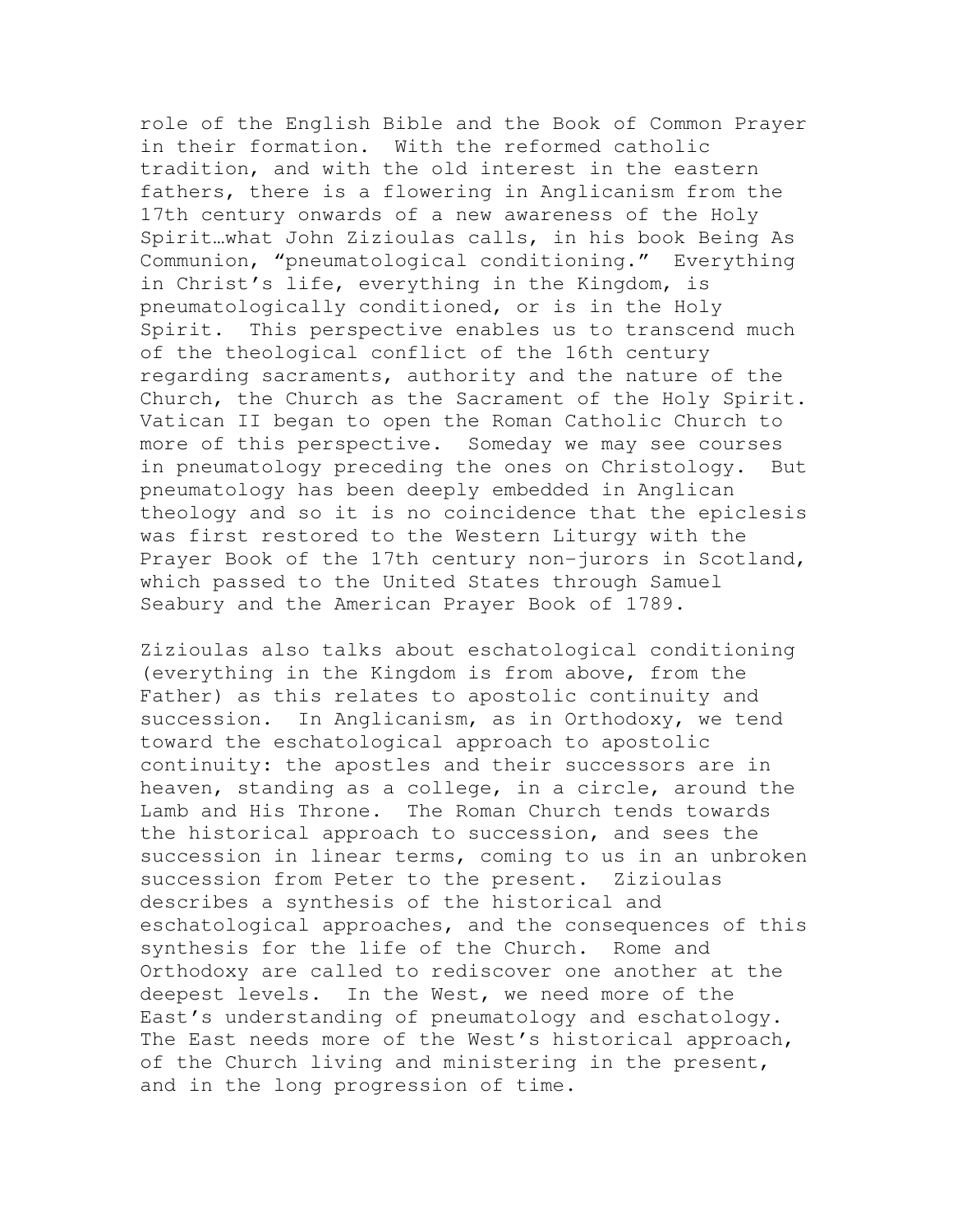role of the English Bible and the Book of Common Prayer in their formation. With the reformed catholic tradition, and with the old interest in the eastern fathers, there is a flowering in Anglicanism from the 17th century onwards of a new awareness of the Holy Spirit…what John Zizioulas calls, in his book Being As Communion, “pneumatological conditioning.” Everything in Christ’s life, everything in the Kingdom, is pneumatologically conditioned, or is in the Holy Spirit. This perspective enables us to transcend much of the theological conflict of the 16th century regarding sacraments, authority and the nature of the Church, the Church as the Sacrament of the Holy Spirit. Vatican II began to open the Roman Catholic Church to more of this perspective. Someday we may see courses in pneumatology preceding the ones on Christology. But pneumatology has been deeply embedded in Anglican theology and so it is no coincidence that the epiclesis was first restored to the Western Liturgy with the Prayer Book of the 17th century non-jurors in Scotland, which passed to the United States through Samuel Seabury and the American Prayer Book of 1789.

Zizioulas also talks about eschatological conditioning (everything in the Kingdom is from above, from the Father) as this relates to apostolic continuity and succession. In Anglicanism, as in Orthodoxy, we tend toward the eschatological approach to apostolic continuity: the apostles and their successors are in heaven, standing as a college, in a circle, around the Lamb and His Throne. The Roman Church tends towards the historical approach to succession, and sees the succession in linear terms, coming to us in an unbroken succession from Peter to the present. Zizioulas describes a synthesis of the historical and eschatological approaches, and the consequences of this synthesis for the life of the Church. Rome and Orthodoxy are called to rediscover one another at the deepest levels. In the West, we need more of the East’s understanding of pneumatology and eschatology. The East needs more of the West’s historical approach, of the Church living and ministering in the present, and in the long progression of time.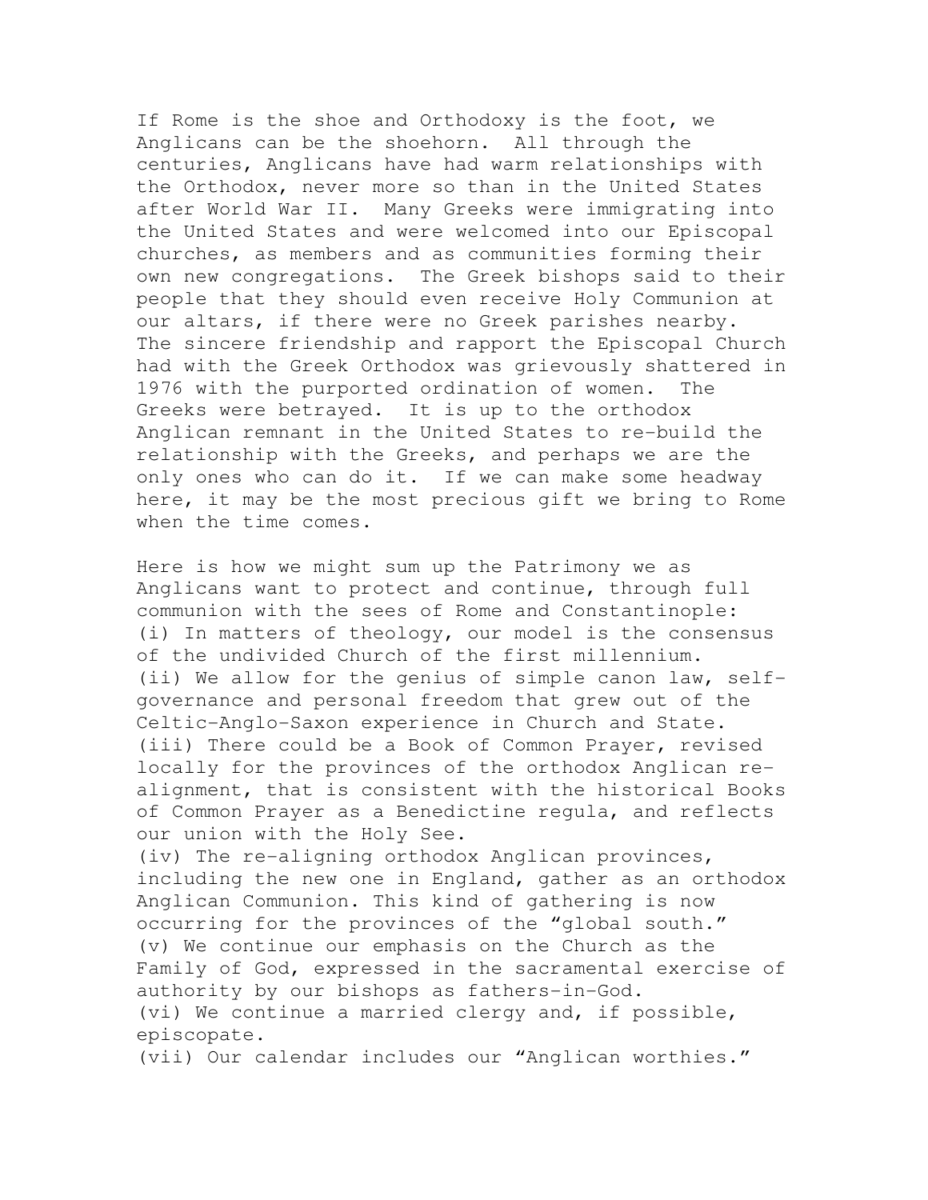If Rome is the shoe and Orthodoxy is the foot, we Anglicans can be the shoehorn. All through the centuries, Anglicans have had warm relationships with the Orthodox, never more so than in the United States after World War II. Many Greeks were immigrating into the United States and were welcomed into our Episcopal churches, as members and as communities forming their own new congregations. The Greek bishops said to their people that they should even receive Holy Communion at our altars, if there were no Greek parishes nearby. The sincere friendship and rapport the Episcopal Church had with the Greek Orthodox was grievously shattered in 1976 with the purported ordination of women. The Greeks were betrayed. It is up to the orthodox Anglican remnant in the United States to re-build the relationship with the Greeks, and perhaps we are the only ones who can do it. If we can make some headway here, it may be the most precious gift we bring to Rome when the time comes.

Here is how we might sum up the Patrimony we as Anglicans want to protect and continue, through full communion with the sees of Rome and Constantinople:
(i) In matters of theology, our model is the consensus of the undivided Church of the first millennium.
(ii) We allow for the genius of simple canon law, self-governance and personal freedom that grew out of the Celtic-Anglo-Saxon experience in Church and State.
(iii) There could be a Book of Common Prayer, revised locally for the provinces of the orthodox Anglican re-alignment, that is consistent with the historical Books of Common Prayer as a Benedictine regula, and reflects our union with the Holy See.
(iv) The re-aligning orthodox Anglican provinces, including the new one in England, gather as an orthodox Anglican Communion. This kind of gathering is now occurring for the provinces of the "global south."
(v) We continue our emphasis on the Church as the Family of God, expressed in the sacramental exercise of authority by our bishops as fathers-in-God.
(vi) We continue a married clergy and, if possible, episcopate.
(vii) Our calendar includes our "Anglican worthies."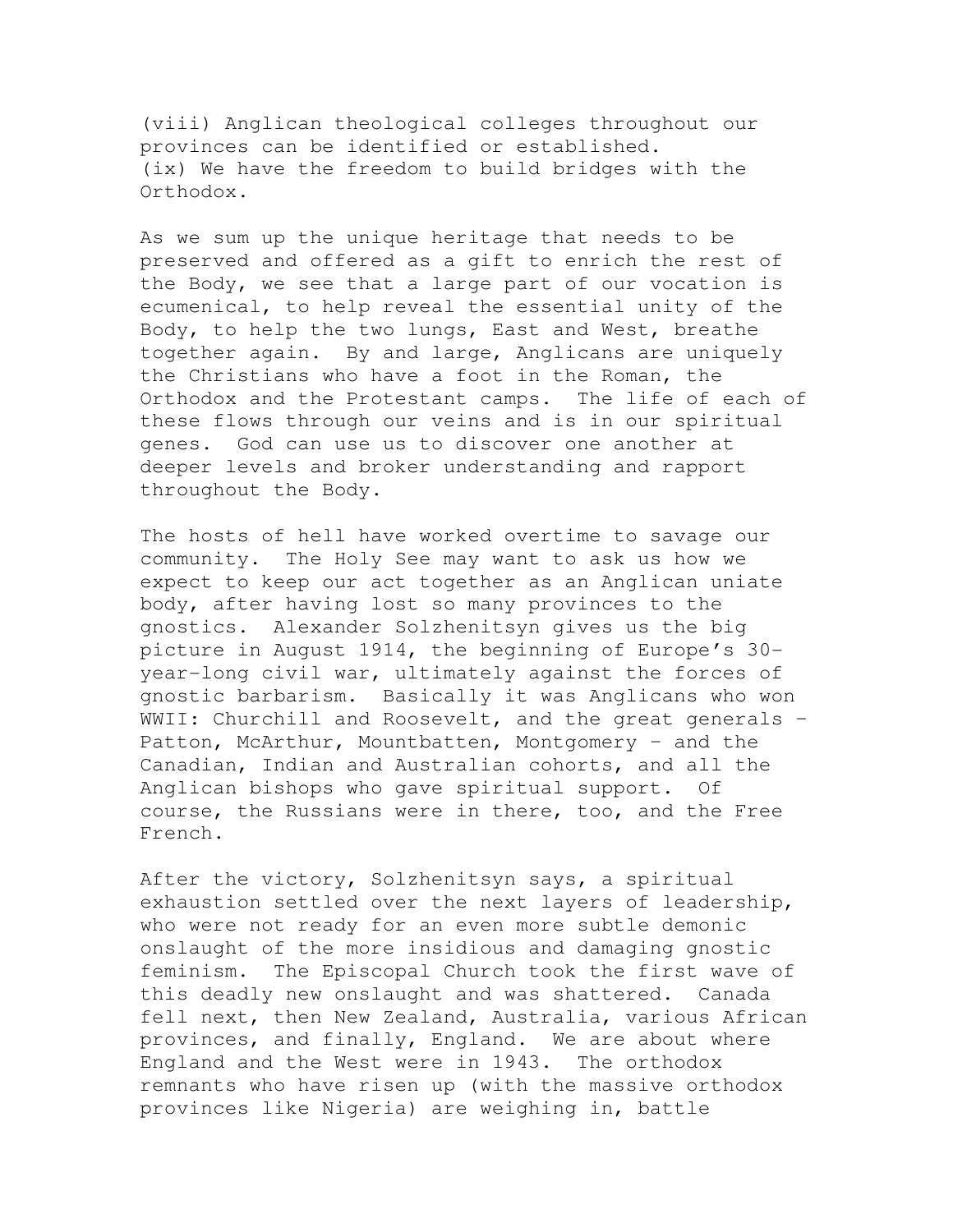(viii) Anglican theological colleges throughout our provinces can be identified or established.
(ix) We have the freedom to build bridges with the Orthodox.

As we sum up the unique heritage that needs to be preserved and offered as a gift to enrich the rest of the Body, we see that a large part of our vocation is ecumenical, to help reveal the essential unity of the Body, to help the two lungs, East and West, breathe together again. By and large, Anglicans are uniquely the Christians who have a foot in the Roman, the Orthodox and the Protestant camps. The life of each of these flows through our veins and is in our spiritual genes. God can use us to discover one another at deeper levels and broker understanding and rapport throughout the Body.

The hosts of hell have worked overtime to savage our community. The Holy See may want to ask us how we expect to keep our act together as an Anglican uniate body, after having lost so many provinces to the gnostics. Alexander Solzhenitsyn gives us the big picture in August 1914, the beginning of Europe's 30-year-long civil war, ultimately against the forces of gnostic barbarism. Basically it was Anglicans who won WWII: Churchill and Roosevelt, and the great generals – Patton, McArthur, Mountbatten, Montgomery – and the Canadian, Indian and Australian cohorts, and all the Anglican bishops who gave spiritual support. Of course, the Russians were in there, too, and the Free French.

After the victory, Solzhenitsyn says, a spiritual exhaustion settled over the next layers of leadership, who were not ready for an even more subtle demonic onslaught of the more insidious and damaging gnostic feminism. The Episcopal Church took the first wave of this deadly new onslaught and was shattered. Canada fell next, then New Zealand, Australia, various African provinces, and finally, England. We are about where England and the West were in 1943. The orthodox remnants who have risen up (with the massive orthodox provinces like Nigeria) are weighing in, battle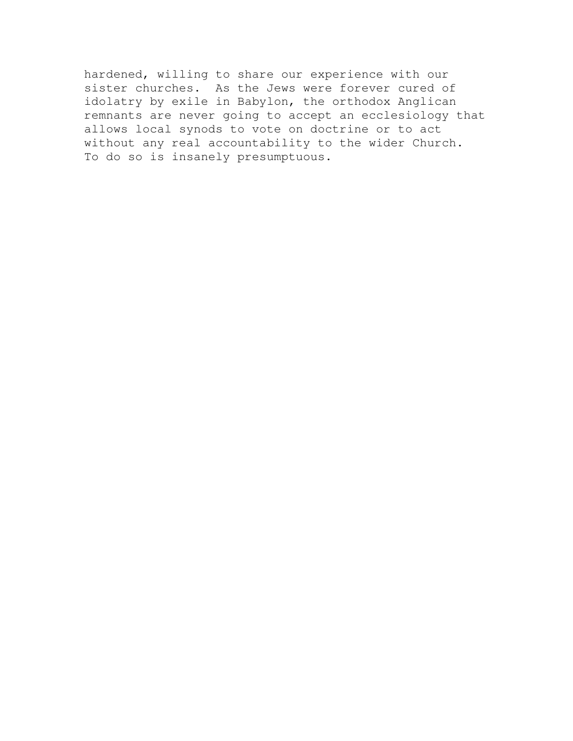hardened, willing to share our experience with our sister churches. As the Jews were forever cured of idolatry by exile in Babylon, the orthodox Anglican remnants are never going to accept an ecclesiology that allows local synods to vote on doctrine or to act without any real accountability to the wider Church. To do so is insanely presumptuous.